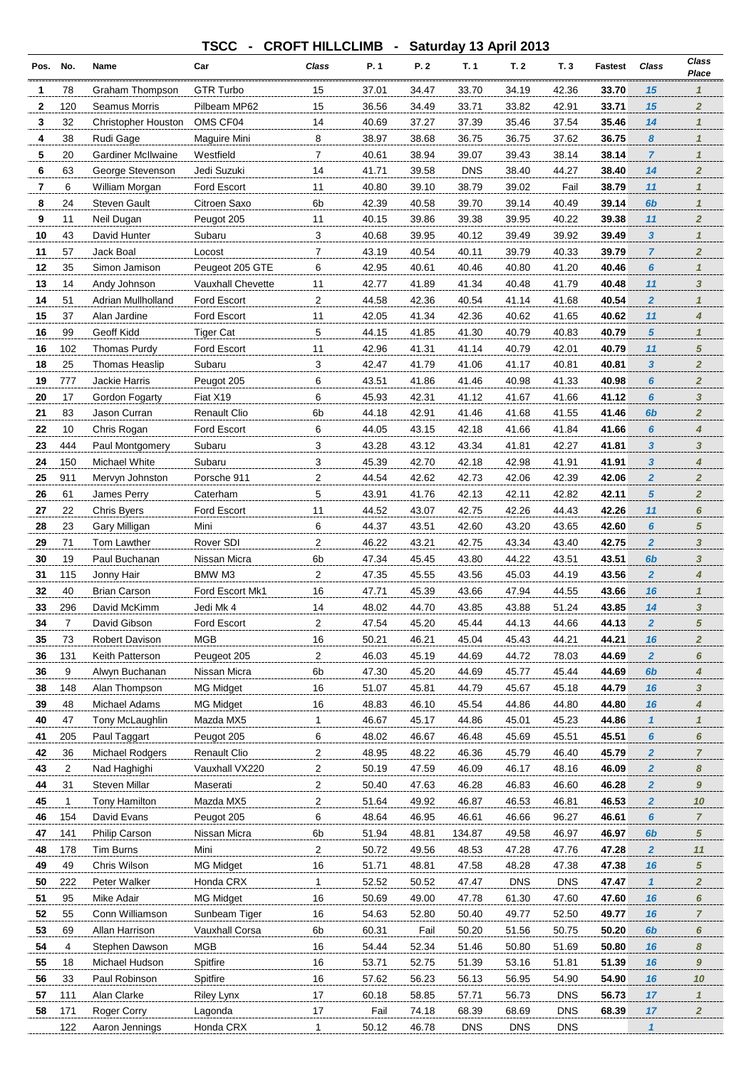# TSCC - CROFT HILLCLIMB - Saturday 13 April 2013

| Pos. | No. | Name | Car | Class | P. 1 | P. 2 | T. 1 | T. 2 | T. 3 | Fastest | Class | Class Place |
|---|---|---|---|---|---|---|---|---|---|---|---|---|
| 1 | 78 | Graham Thompson | GTR Turbo | 15 | 37.01 | 34.47 | 33.70 | 34.19 | 42.36 | 33.70 | 15 | 1 |
| 2 | 120 | Seamus Morris | Pilbeam MP62 | 15 | 36.56 | 34.49 | 33.71 | 33.82 | 42.91 | 33.71 | 15 | 2 |
| 3 | 32 | Christopher Houston | OMS CF04 | 14 | 40.69 | 37.27 | 37.39 | 35.46 | 37.54 | 35.46 | 14 | 1 |
| 4 | 38 | Rudi Gage | Maguire Mini | 8 | 38.97 | 38.68 | 36.75 | 36.75 | 37.62 | 36.75 | 8 | 1 |
| 5 | 20 | Gardiner McIlwaine | Westfield | 7 | 40.61 | 38.94 | 39.07 | 39.43 | 38.14 | 38.14 | 7 | 1 |
| 6 | 63 | George Stevenson | Jedi Suzuki | 14 | 41.71 | 39.58 | DNS | 38.40 | 44.27 | 38.40 | 14 | 2 |
| 7 | 6 | William Morgan | Ford Escort | 11 | 40.80 | 39.10 | 38.79 | 39.02 | Fail | 38.79 | 11 | 1 |
| 8 | 24 | Steven Gault | Citroen Saxo | 6b | 42.39 | 40.58 | 39.70 | 39.14 | 40.49 | 39.14 | 6b | 1 |
| 9 | 11 | Neil Dugan | Peugot 205 | 11 | 40.15 | 39.86 | 39.38 | 39.95 | 40.22 | 39.38 | 11 | 2 |
| 10 | 43 | David Hunter | Subaru | 3 | 40.68 | 39.95 | 40.12 | 39.49 | 39.92 | 39.49 | 3 | 1 |
| 11 | 57 | Jack Boal | Locost | 7 | 43.19 | 40.54 | 40.11 | 39.79 | 40.33 | 39.79 | 7 | 2 |
| 12 | 35 | Simon Jamison | Peugeot 205 GTE | 6 | 42.95 | 40.61 | 40.46 | 40.80 | 41.20 | 40.46 | 6 | 1 |
| 13 | 14 | Andy Johnson | Vauxhall Chevette | 11 | 42.77 | 41.89 | 41.34 | 40.48 | 41.79 | 40.48 | 11 | 3 |
| 14 | 51 | Adrian Mullholland | Ford Escort | 2 | 44.58 | 42.36 | 40.54 | 41.14 | 41.68 | 40.54 | 2 | 1 |
| 15 | 37 | Alan Jardine | Ford Escort | 11 | 42.05 | 41.34 | 42.36 | 40.62 | 41.65 | 40.62 | 11 | 4 |
| 16 | 99 | Geoff Kidd | Tiger Cat | 5 | 44.15 | 41.85 | 41.30 | 40.79 | 40.83 | 40.79 | 5 | 1 |
| 16 | 102 | Thomas Purdy | Ford Escort | 11 | 42.96 | 41.31 | 41.14 | 40.79 | 42.01 | 40.79 | 11 | 5 |
| 18 | 25 | Thomas Heaslip | Subaru | 3 | 42.47 | 41.79 | 41.06 | 41.17 | 40.81 | 40.81 | 3 | 2 |
| 19 | 777 | Jackie Harris | Peugot 205 | 6 | 43.51 | 41.86 | 41.46 | 40.98 | 41.33 | 40.98 | 6 | 2 |
| 20 | 17 | Gordon Fogarty | Fiat X19 | 6 | 45.93 | 42.31 | 41.12 | 41.67 | 41.66 | 41.12 | 6 | 3 |
| 21 | 83 | Jason Curran | Renault Clio | 6b | 44.18 | 42.91 | 41.46 | 41.68 | 41.55 | 41.46 | 6b | 2 |
| 22 | 10 | Chris Rogan | Ford Escort | 6 | 44.05 | 43.15 | 42.18 | 41.66 | 41.84 | 41.66 | 6 | 4 |
| 23 | 444 | Paul Montgomery | Subaru | 3 | 43.28 | 43.12 | 43.34 | 41.81 | 42.27 | 41.81 | 3 | 3 |
| 24 | 150 | Michael White | Subaru | 3 | 45.39 | 42.70 | 42.18 | 42.98 | 41.91 | 41.91 | 3 | 4 |
| 25 | 911 | Mervyn Johnston | Porsche 911 | 2 | 44.54 | 42.62 | 42.73 | 42.06 | 42.39 | 42.06 | 2 | 2 |
| 26 | 61 | James Perry | Caterham | 5 | 43.91 | 41.76 | 42.13 | 42.11 | 42.82 | 42.11 | 5 | 2 |
| 27 | 22 | Chris Byers | Ford Escort | 11 | 44.52 | 43.07 | 42.75 | 42.26 | 44.43 | 42.26 | 11 | 6 |
| 28 | 23 | Gary Milligan | Mini | 6 | 44.37 | 43.51 | 42.60 | 43.20 | 43.65 | 42.60 | 6 | 5 |
| 29 | 71 | Tom Lawther | Rover SDI | 2 | 46.22 | 43.21 | 42.75 | 43.34 | 43.40 | 42.75 | 2 | 3 |
| 30 | 19 | Paul Buchanan | Nissan Micra | 6b | 47.34 | 45.45 | 43.80 | 44.22 | 43.51 | 43.51 | 6b | 3 |
| 31 | 115 | Jonny Hair | BMW M3 | 2 | 47.35 | 45.55 | 43.56 | 45.03 | 44.19 | 43.56 | 2 | 4 |
| 32 | 40 | Brian Carson | Ford Escort Mk1 | 16 | 47.71 | 45.39 | 43.66 | 47.94 | 44.55 | 43.66 | 16 | 1 |
| 33 | 296 | David McKimm | Jedi Mk 4 | 14 | 48.02 | 44.70 | 43.85 | 43.88 | 51.24 | 43.85 | 14 | 3 |
| 34 | 7 | David Gibson | Ford Escort | 2 | 47.54 | 45.20 | 45.44 | 44.13 | 44.66 | 44.13 | 2 | 5 |
| 35 | 73 | Robert Davison | MGB | 16 | 50.21 | 46.21 | 45.04 | 45.43 | 44.21 | 44.21 | 16 | 2 |
| 36 | 131 | Keith Patterson | Peugeot 205 | 2 | 46.03 | 45.19 | 44.69 | 44.72 | 78.03 | 44.69 | 2 | 6 |
| 36 | 9 | Alwyn Buchanan | Nissan Micra | 6b | 47.30 | 45.20 | 44.69 | 45.77 | 45.44 | 44.69 | 6b | 4 |
| 38 | 148 | Alan Thompson | MG Midget | 16 | 51.07 | 45.81 | 44.79 | 45.67 | 45.18 | 44.79 | 16 | 3 |
| 39 | 48 | Michael Adams | MG Midget | 16 | 48.83 | 46.10 | 45.54 | 44.86 | 44.80 | 44.80 | 16 | 4 |
| 40 | 47 | Tony McLaughlin | Mazda MX5 | 1 | 46.67 | 45.17 | 44.86 | 45.01 | 45.23 | 44.86 | 1 | 1 |
| 41 | 205 | Paul Taggart | Peugot 205 | 6 | 48.02 | 46.67 | 46.48 | 45.69 | 45.51 | 45.51 | 6 | 6 |
| 42 | 36 | Michael Rodgers | Renault Clio | 2 | 48.95 | 48.22 | 46.36 | 45.79 | 46.40 | 45.79 | 2 | 7 |
| 43 | 2 | Nad Haghighi | Vauxhall VX220 | 2 | 50.19 | 47.59 | 46.09 | 46.17 | 48.16 | 46.09 | 2 | 8 |
| 44 | 31 | Steven Millar | Maserati | 2 | 50.40 | 47.63 | 46.28 | 46.83 | 46.60 | 46.28 | 2 | 9 |
| 45 | 1 | Tony Hamilton | Mazda MX5 | 2 | 51.64 | 49.92 | 46.87 | 46.53 | 46.81 | 46.53 | 2 | 10 |
| 46 | 154 | David Evans | Peugot 205 | 6 | 48.64 | 46.95 | 46.61 | 46.66 | 96.27 | 46.61 | 6 | 7 |
| 47 | 141 | Philip Carson | Nissan Micra | 6b | 51.94 | 48.81 | 134.87 | 49.58 | 46.97 | 46.97 | 6b | 5 |
| 48 | 178 | Tim Burns | Mini | 2 | 50.72 | 49.56 | 48.53 | 47.28 | 47.76 | 47.28 | 2 | 11 |
| 49 | 49 | Chris Wilson | MG Midget | 16 | 51.71 | 48.81 | 47.58 | 48.28 | 47.38 | 47.38 | 16 | 5 |
| 50 | 222 | Peter Walker | Honda CRX | 1 | 52.52 | 50.52 | 47.47 | DNS | DNS | 47.47 | 1 | 2 |
| 51 | 95 | Mike Adair | MG Midget | 16 | 50.69 | 49.00 | 47.78 | 61.30 | 47.60 | 47.60 | 16 | 6 |
| 52 | 55 | Conn Williamson | Sunbeam Tiger | 16 | 54.63 | 52.80 | 50.40 | 49.77 | 52.50 | 49.77 | 16 | 7 |
| 53 | 69 | Allan Harrison | Vauxhall Corsa | 6b | 60.31 | Fail | 50.20 | 51.56 | 50.75 | 50.20 | 6b | 6 |
| 54 | 4 | Stephen Dawson | MGB | 16 | 54.44 | 52.34 | 51.46 | 50.80 | 51.69 | 50.80 | 16 | 8 |
| 55 | 18 | Michael Hudson | Spitfire | 16 | 53.71 | 52.75 | 51.39 | 53.16 | 51.81 | 51.39 | 16 | 9 |
| 56 | 33 | Paul Robinson | Spitfire | 16 | 57.62 | 56.23 | 56.13 | 56.95 | 54.90 | 54.90 | 16 | 10 |
| 57 | 111 | Alan Clarke | Riley Lynx | 17 | 60.18 | 58.85 | 57.71 | 56.73 | DNS | 56.73 | 17 | 1 |
| 58 | 171 | Roger Corry | Lagonda | 17 | Fail | 74.18 | 68.39 | 68.69 | DNS | 68.39 | 17 | 2 |
| | 122 | Aaron Jennings | Honda CRX | 1 | 50.12 | 46.78 | DNS | DNS | DNS | | 1 | |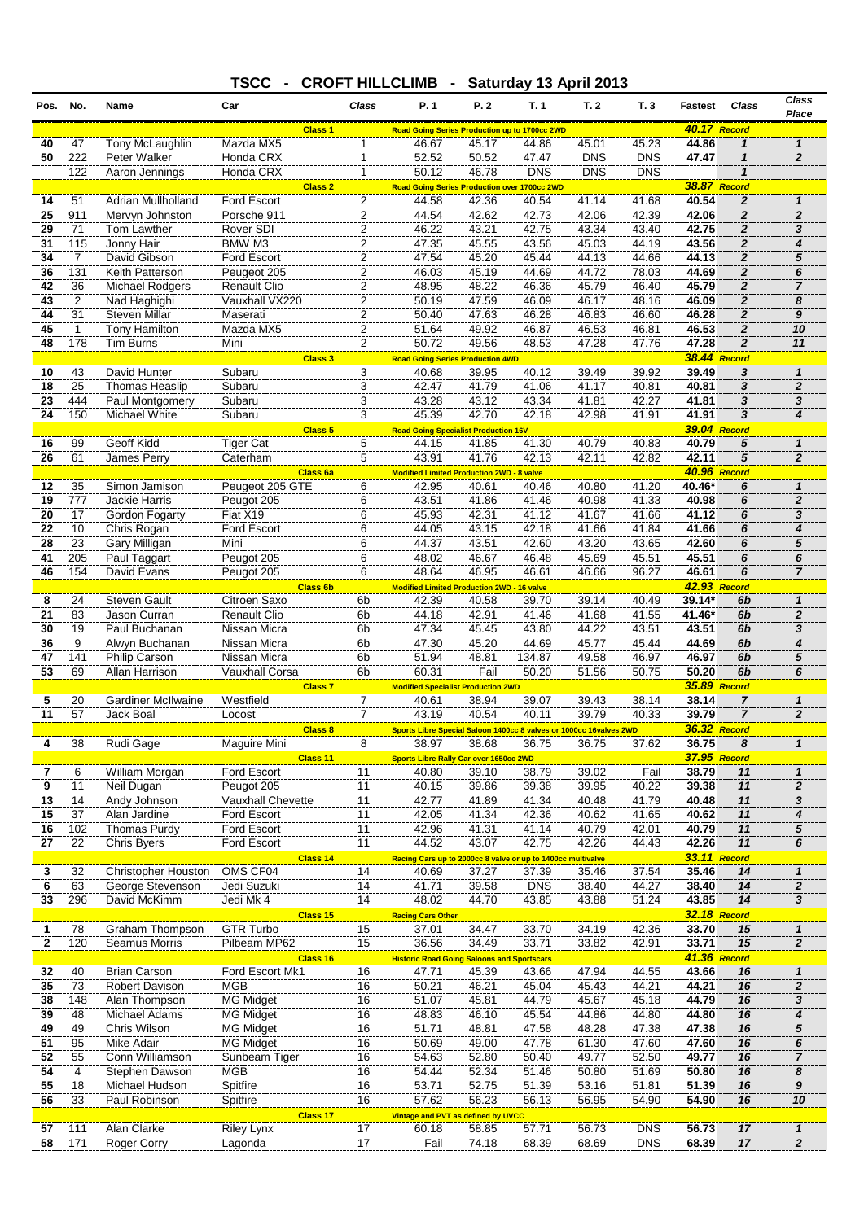# TSCC - CROFT HILLCLIMB - Saturday 13 April 2013

| Pos. | No. | Name | Car | Class | P. 1 | P. 2 | T. 1 | T. 2 | T. 3 | Fastest | Class | Class Place |
|---|---|---|---|---|---|---|---|---|---|---|---|---|
| | | | | Class 1 | Road Going Series Production up to 1700cc 2WD | | | | | 40.17 Record | | |
| 40 | 47 | Tony McLaughlin | Mazda MX5 | 1 | 46.67 | 45.17 | 44.86 | 45.01 | 45.23 | 44.86 | 1 | 1 |
| 50 | 222 | Peter Walker | Honda CRX | 1 | 52.52 | 50.52 | 47.47 | DNS | DNS | 47.47 | 1 | 2 |
| | 122 | Aaron Jennings | Honda CRX | 1 | 50.12 | 46.78 | DNS | DNS | DNS | | 1 | |
| | | | | Class 2 | Road Going Series Production over 1700cc 2WD | | | | | 38.87 Record | | |
| 14 | 51 | Adrian Mullholland | Ford Escort | 2 | 44.58 | 42.36 | 40.54 | 41.14 | 41.68 | 40.54 | 2 | 1 |
| 25 | 911 | Mervyn Johnston | Porsche 911 | 2 | 44.54 | 42.62 | 42.73 | 42.06 | 42.39 | 42.06 | 2 | 2 |
| 29 | 71 | Tom Lawther | Rover SDI | 2 | 46.22 | 43.21 | 42.75 | 43.34 | 43.40 | 42.75 | 2 | 3 |
| 31 | 115 | Jonny Hair | BMW M3 | 2 | 47.35 | 45.55 | 43.56 | 45.03 | 44.19 | 43.56 | 2 | 4 |
| 34 | 7 | David Gibson | Ford Escort | 2 | 47.54 | 45.20 | 45.44 | 44.13 | 44.66 | 44.13 | 2 | 5 |
| 36 | 131 | Keith Patterson | Peugeot 205 | 2 | 46.03 | 45.19 | 44.69 | 44.72 | 78.03 | 44.69 | 2 | 6 |
| 42 | 36 | Michael Rodgers | Renault Clio | 2 | 48.95 | 48.22 | 46.36 | 45.79 | 46.40 | 45.79 | 2 | 7 |
| 43 | 2 | Nad Haghighi | Vauxhall VX220 | 2 | 50.19 | 47.59 | 46.09 | 46.17 | 48.16 | 46.09 | 2 | 8 |
| 44 | 31 | Steven Millar | Maserati | 2 | 50.40 | 47.63 | 46.28 | 46.83 | 46.60 | 46.28 | 2 | 9 |
| 45 | 1 | Tony Hamilton | Mazda MX5 | 2 | 51.64 | 49.92 | 46.87 | 46.53 | 46.81 | 46.53 | 2 | 10 |
| 48 | 178 | Tim Burns | Mini | 2 | 50.72 | 49.56 | 48.53 | 47.28 | 47.76 | 47.28 | 2 | 11 |
| | | | | Class 3 | Road Going Series Production 4WD | | | | | 38.44 Record | | |
| 10 | 43 | David Hunter | Subaru | 3 | 40.68 | 39.95 | 40.12 | 39.49 | 39.92 | 39.49 | 3 | 1 |
| 18 | 25 | Thomas Heaslip | Subaru | 3 | 42.47 | 41.79 | 41.06 | 41.17 | 40.81 | 40.81 | 3 | 2 |
| 23 | 444 | Paul Montgomery | Subaru | 3 | 43.28 | 43.12 | 43.34 | 41.81 | 42.27 | 41.81 | 3 | 3 |
| 24 | 150 | Michael White | Subaru | 3 | 45.39 | 42.70 | 42.18 | 42.98 | 41.91 | 41.91 | 3 | 4 |
| | | | | Class 5 | Road Going Specialist Production 16V | | | | | 39.04 Record | | |
| 16 | 99 | Geoff Kidd | Tiger Cat | 5 | 44.15 | 41.85 | 41.30 | 40.79 | 40.83 | 40.79 | 5 | 1 |
| 26 | 61 | James Perry | Caterham | 5 | 43.91 | 41.76 | 42.13 | 42.11 | 42.82 | 42.11 | 5 | 2 |
| | | | | Class 6a | Modified Limited Production 2WD - 8 valve | | | | | 40.96 Record | | |
| 12 | 35 | Simon Jamison | Peugeot 205 GTE | 6 | 42.95 | 40.61 | 40.46 | 40.80 | 41.20 | 40.46* | 6 | 1 |
| 19 | 777 | Jackie Harris | Peugot 205 | 6 | 43.51 | 41.86 | 41.46 | 40.98 | 41.33 | 40.98 | 6 | 2 |
| 20 | 17 | Gordon Fogarty | Fiat X19 | 6 | 45.93 | 42.31 | 41.12 | 41.67 | 41.66 | 41.12 | 6 | 3 |
| 22 | 10 | Chris Rogan | Ford Escort | 6 | 44.05 | 43.15 | 42.18 | 41.66 | 41.84 | 41.66 | 6 | 4 |
| 28 | 23 | Gary Milligan | Mini | 6 | 44.37 | 43.51 | 42.60 | 43.20 | 43.65 | 42.60 | 6 | 5 |
| 41 | 205 | Paul Taggart | Peugot 205 | 6 | 48.02 | 46.67 | 46.48 | 45.69 | 45.51 | 45.51 | 6 | 6 |
| 46 | 154 | David Evans | Peugot 205 | 6 | 48.64 | 46.95 | 46.61 | 46.66 | 96.27 | 46.61 | 6 | 7 |
| | | | | Class 6b | Modified Limited Production 2WD - 16 valve | | | | | 42.93 Record | | |
| 8 | 24 | Steven Gault | Citroen Saxo | 6b | 42.39 | 40.58 | 39.70 | 39.14 | 40.49 | 39.14* | 6b | 1 |
| 21 | 83 | Jason Curran | Renault Clio | 6b | 44.18 | 42.91 | 41.46 | 41.68 | 41.55 | 41.46* | 6b | 2 |
| 30 | 19 | Paul Buchanan | Nissan Micra | 6b | 47.34 | 45.45 | 43.80 | 44.22 | 43.51 | 43.51 | 6b | 3 |
| 36 | 9 | Alwyn Buchanan | Nissan Micra | 6b | 47.30 | 45.20 | 44.69 | 45.77 | 45.44 | 44.69 | 6b | 4 |
| 47 | 141 | Philip Carson | Nissan Micra | 6b | 51.94 | 48.81 | 134.87 | 49.58 | 46.97 | 46.97 | 6b | 5 |
| 53 | 69 | Allan Harrison | Vauxhall Corsa | 6b | 60.31 | Fail | 50.20 | 51.56 | 50.75 | 50.20 | 6b | 6 |
| | | | | Class 7 | Modified Specialist Production 2WD | | | | | 35.89 Record | | |
| 5 | 20 | Gardiner McIlwaine | Westfield | 7 | 40.61 | 38.94 | 39.07 | 39.43 | 38.14 | 38.14 | 7 | 1 |
| 11 | 57 | Jack Boal | Locost | 7 | 43.19 | 40.54 | 40.11 | 39.79 | 40.33 | 39.79 | 7 | 2 |
| | | | | Class 8 | Sports Libre Special Saloon 1400cc 8 valves or 1000cc 16valves 2WD | | | | | 36.32 Record | | |
| 4 | 38 | Rudi Gage | Maguire Mini | 8 | 38.97 | 38.68 | 36.75 | 36.75 | 37.62 | 36.75 | 8 | 1 |
| | | | | Class 11 | Sports Libre Rally Car over 1650cc 2WD | | | | | 37.95 Record | | |
| 7 | 6 | William Morgan | Ford Escort | 11 | 40.80 | 39.10 | 38.79 | 39.02 | Fail | 38.79 | 11 | 1 |
| 9 | 11 | Neil Dugan | Peugot 205 | 11 | 40.15 | 39.86 | 39.38 | 39.95 | 40.22 | 39.38 | 11 | 2 |
| 13 | 14 | Andy Johnson | Vauxhall Chevette | 11 | 42.77 | 41.89 | 41.34 | 40.48 | 41.79 | 40.48 | 11 | 3 |
| 15 | 37 | Alan Jardine | Ford Escort | 11 | 42.05 | 41.34 | 42.36 | 40.62 | 41.65 | 40.62 | 11 | 4 |
| 16 | 102 | Thomas Purdy | Ford Escort | 11 | 42.96 | 41.31 | 41.14 | 40.79 | 42.01 | 40.79 | 11 | 5 |
| 27 | 22 | Chris Byers | Ford Escort | 11 | 44.52 | 43.07 | 42.75 | 42.26 | 44.43 | 42.26 | 11 | 6 |
| | | | | Class 14 | Racing Cars up to 2000cc 8 valve or up to 1400cc multivalve | | | | | 33.11 Record | | |
| 3 | 32 | Christopher Houston | OMS CF04 | 14 | 40.69 | 37.27 | 37.39 | 35.46 | 37.54 | 35.46 | 14 | 1 |
| 6 | 63 | George Stevenson | Jedi Suzuki | 14 | 41.71 | 39.58 | DNS | 38.40 | 44.27 | 38.40 | 14 | 2 |
| 33 | 296 | David McKimm | Jedi Mk 4 | 14 | 48.02 | 44.70 | 43.85 | 43.88 | 51.24 | 43.85 | 14 | 3 |
| | | | | Class 15 | Racing Cars Other | | | | | 32.18 Record | | |
| 1 | 78 | Graham Thompson | GTR Turbo | 15 | 37.01 | 34.47 | 33.70 | 34.19 | 42.36 | 33.70 | 15 | 1 |
| 2 | 120 | Seamus Morris | Pilbeam MP62 | 15 | 36.56 | 34.49 | 33.71 | 33.82 | 42.91 | 33.71 | 15 | 2 |
| | | | | Class 16 | Historic Road Going Saloons and Sportscars | | | | | 41.36 Record | | |
| 32 | 40 | Brian Carson | Ford Escort Mk1 | 16 | 47.71 | 45.39 | 43.66 | 47.94 | 44.55 | 43.66 | 16 | 1 |
| 35 | 73 | Robert Davison | MGB | 16 | 50.21 | 46.21 | 45.04 | 45.43 | 44.21 | 44.21 | 16 | 2 |
| 38 | 148 | Alan Thompson | MG Midget | 16 | 51.07 | 45.81 | 44.79 | 45.67 | 45.18 | 44.79 | 16 | 3 |
| 39 | 48 | Michael Adams | MG Midget | 16 | 48.83 | 46.10 | 45.54 | 44.86 | 44.80 | 44.80 | 16 | 4 |
| 49 | 49 | Chris Wilson | MG Midget | 16 | 51.71 | 48.81 | 47.58 | 48.28 | 47.38 | 47.38 | 16 | 5 |
| 51 | 95 | Mike Adair | MG Midget | 16 | 50.69 | 49.00 | 47.78 | 61.30 | 47.60 | 47.60 | 16 | 6 |
| 52 | 55 | Conn Williamson | Sunbeam Tiger | 16 | 54.63 | 52.80 | 50.40 | 49.77 | 52.50 | 49.77 | 16 | 7 |
| 54 | 4 | Stephen Dawson | MGB | 16 | 54.44 | 52.34 | 51.46 | 50.80 | 51.69 | 50.80 | 16 | 8 |
| 55 | 18 | Michael Hudson | Spitfire | 16 | 53.71 | 52.75 | 51.39 | 53.16 | 51.81 | 51.39 | 16 | 9 |
| 56 | 33 | Paul Robinson | Spitfire | 16 | 57.62 | 56.23 | 56.13 | 56.95 | 54.90 | 54.90 | 16 | 10 |
| | | | | Class 17 | Vintage and PVT as defined by UVCC | | | | | | | |
| 57 | 111 | Alan Clarke | Riley Lynx | 17 | 60.18 | 58.85 | 57.71 | 56.73 | DNS | 56.73 | 17 | 1 |
| 58 | 171 | Roger Corry | Lagonda | 17 | Fail | 74.18 | 68.39 | 68.69 | DNS | 68.39 | 17 | 2 |